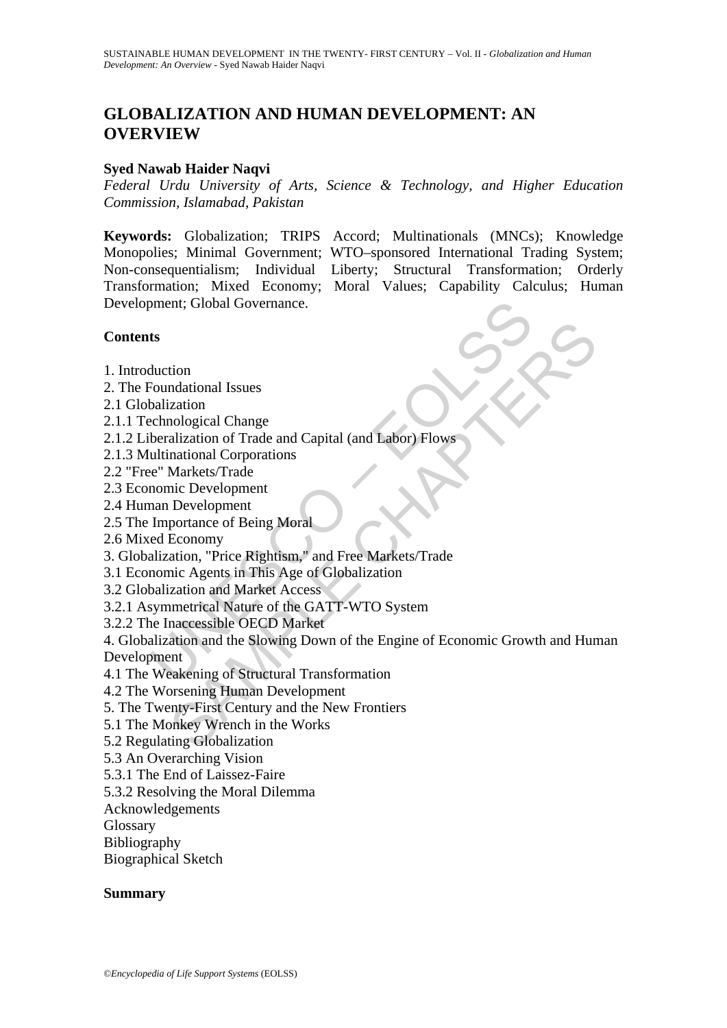# GLOBALIZATION AND HUMAN DEVELOPMENT: AN OVERVIEW

**Syed Nawab Haider Naqvi**

*Federal Urdu University of Arts, Science & Technology, and Higher Education Commission, Islamabad, Pakistan*

**Keywords:** Globalization; TRIPS Accord; Multinationals (MNCs); Knowledge Monopolies; Minimal Government; WTO–sponsored International Trading System; Non-consequentialism; Individual Liberty; Structural Transformation; Orderly Transformation; Mixed Economy; Moral Values; Capability Calculus; Human Development; Global Governance.

## Contents

1. Introduction
2. The Foundational Issues
2.1 Globalization
2.1.1 Technological Change
2.1.2 Liberalization of Trade and Capital (and Labor) Flows
2.1.3 Multinational Corporations
2.2 "Free" Markets/Trade
2.3 Economic Development
2.4 Human Development
2.5 The Importance of Being Moral
2.6 Mixed Economy
3. Globalization, "Price Rightism," and Free Markets/Trade
3.1 Economic Agents in This Age of Globalization
3.2 Globalization and Market Access
3.2.1 Asymmetrical Nature of the GATT-WTO System
3.2.2 The Inaccessible OECD Market
4. Globalization and the Slowing Down of the Engine of Economic Growth and Human Development
4.1 The Weakening of Structural Transformation
4.2 The Worsening Human Development
5. The Twenty-First Century and the New Frontiers
5.1 The Monkey Wrench in the Works
5.2 Regulating Globalization
5.3 An Overarching Vision
5.3.1 The End of Laissez-Faire
5.3.2 Resolving the Moral Dilemma
Acknowledgements
Glossary
Bibliography
Biographical Sketch

## Summary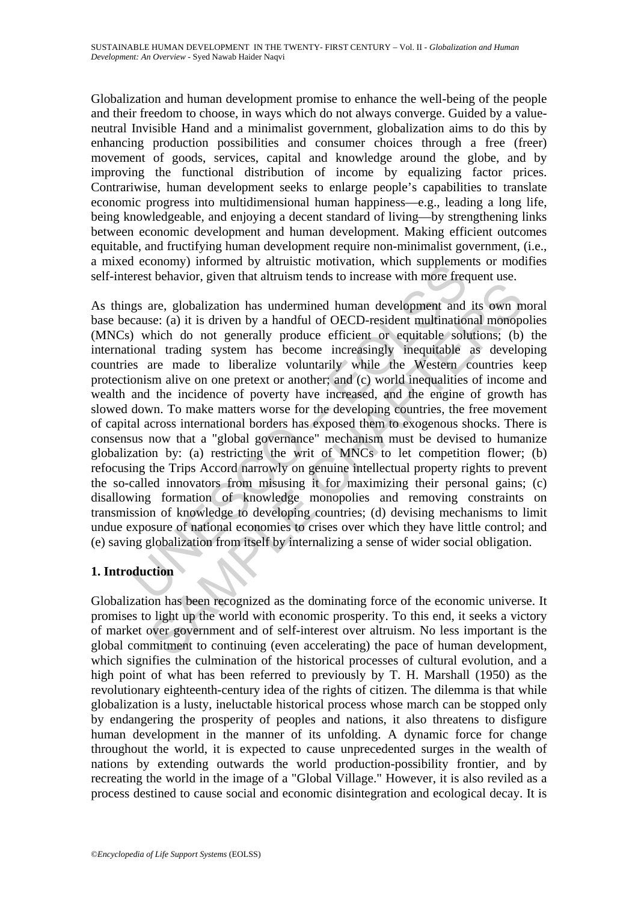Globalization and human development promise to enhance the well-being of the people and their freedom to choose, in ways which do not always converge. Guided by a value-neutral Invisible Hand and a minimalist government, globalization aims to do this by enhancing production possibilities and consumer choices through a free (freer) movement of goods, services, capital and knowledge around the globe, and by improving the functional distribution of income by equalizing factor prices. Contrariwise, human development seeks to enlarge people's capabilities to translate economic progress into multidimensional human happiness—e.g., leading a long life, being knowledgeable, and enjoying a decent standard of living—by strengthening links between economic development and human development. Making efficient outcomes equitable, and fructifying human development require non-minimalist government, (i.e., a mixed economy) informed by altruistic motivation, which supplements or modifies self-interest behavior, given that altruism tends to increase with more frequent use.

As things are, globalization has undermined human development and its own moral base because: (a) it is driven by a handful of OECD-resident multinational monopolies (MNCs) which do not generally produce efficient or equitable solutions; (b) the international trading system has become increasingly inequitable as developing countries are made to liberalize voluntarily while the Western countries keep protectionism alive on one pretext or another; and (c) world inequalities of income and wealth and the incidence of poverty have increased, and the engine of growth has slowed down. To make matters worse for the developing countries, the free movement of capital across international borders has exposed them to exogenous shocks. There is consensus now that a "global governance" mechanism must be devised to humanize globalization by: (a) restricting the writ of MNCs to let competition flower; (b) refocusing the Trips Accord narrowly on genuine intellectual property rights to prevent the so-called innovators from misusing it for maximizing their personal gains; (c) disallowing formation of knowledge monopolies and removing constraints on transmission of knowledge to developing countries; (d) devising mechanisms to limit undue exposure of national economies to crises over which they have little control; and (e) saving globalization from itself by internalizing a sense of wider social obligation.

## 1. Introduction

Globalization has been recognized as the dominating force of the economic universe. It promises to light up the world with economic prosperity. To this end, it seeks a victory of market over government and of self-interest over altruism. No less important is the global commitment to continuing (even accelerating) the pace of human development, which signifies the culmination of the historical processes of cultural evolution, and a high point of what has been referred to previously by T. H. Marshall (1950) as the revolutionary eighteenth-century idea of the rights of citizen. The dilemma is that while globalization is a lusty, ineluctable historical process whose march can be stopped only by endangering the prosperity of peoples and nations, it also threatens to disfigure human development in the manner of its unfolding. A dynamic force for change throughout the world, it is expected to cause unprecedented surges in the wealth of nations by extending outwards the world production-possibility frontier, and by recreating the world in the image of a "Global Village." However, it is also reviled as a process destined to cause social and economic disintegration and ecological decay. It is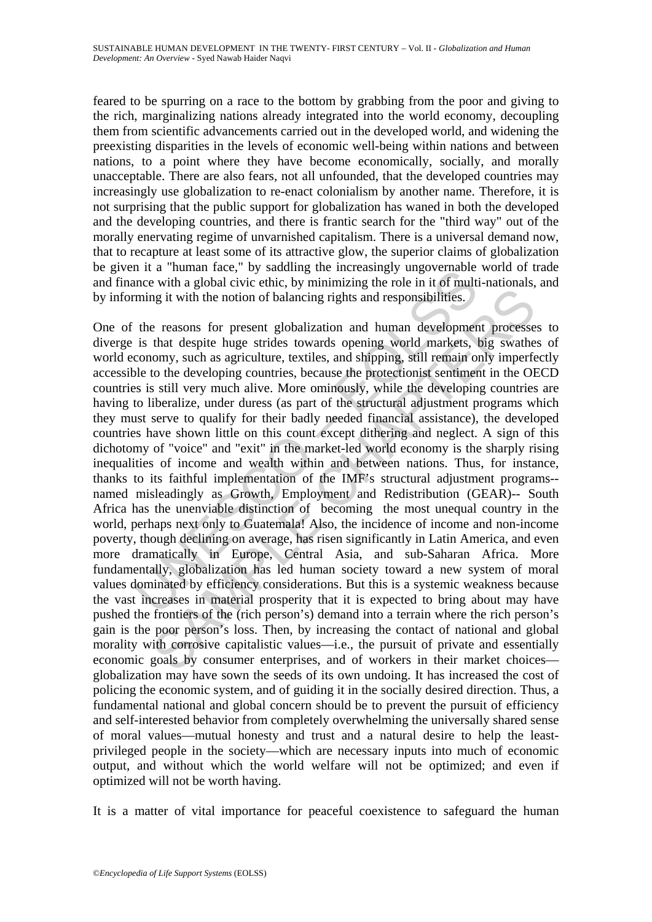feared to be spurring on a race to the bottom by grabbing from the poor and giving to the rich, marginalizing nations already integrated into the world economy, decoupling them from scientific advancements carried out in the developed world, and widening the preexisting disparities in the levels of economic well-being within nations and between nations, to a point where they have become economically, socially, and morally unacceptable. There are also fears, not all unfounded, that the developed countries may increasingly use globalization to re-enact colonialism by another name. Therefore, it is not surprising that the public support for globalization has waned in both the developed and the developing countries, and there is frantic search for the "third way" out of the morally enervating regime of unvarnished capitalism. There is a universal demand now, that to recapture at least some of its attractive glow, the superior claims of globalization be given it a "human face," by saddling the increasingly ungovernable world of trade and finance with a global civic ethic, by minimizing the role in it of multi-nationals, and by informing it with the notion of balancing rights and responsibilities.

One of the reasons for present globalization and human development processes to diverge is that despite huge strides towards opening world markets, big swathes of world economy, such as agriculture, textiles, and shipping, still remain only imperfectly accessible to the developing countries, because the protectionist sentiment in the OECD countries is still very much alive. More ominously, while the developing countries are having to liberalize, under duress (as part of the structural adjustment programs which they must serve to qualify for their badly needed financial assistance), the developed countries have shown little on this count except dithering and neglect. A sign of this dichotomy of "voice" and "exit" in the market-led world economy is the sharply rising inequalities of income and wealth within and between nations. Thus, for instance, thanks to its faithful implementation of the IMF's structural adjustment programs--named misleadingly as Growth, Employment and Redistribution (GEAR)-- South Africa has the unenviable distinction of becoming the most unequal country in the world, perhaps next only to Guatemala! Also, the incidence of income and non-income poverty, though declining on average, has risen significantly in Latin America, and even more dramatically in Europe, Central Asia, and sub-Saharan Africa. More fundamentally, globalization has led human society toward a new system of moral values dominated by efficiency considerations. But this is a systemic weakness because the vast increases in material prosperity that it is expected to bring about may have pushed the frontiers of the (rich person's) demand into a terrain where the rich person's gain is the poor person's loss. Then, by increasing the contact of national and global morality with corrosive capitalistic values—i.e., the pursuit of private and essentially economic goals by consumer enterprises, and of workers in their market choices—globalization may have sown the seeds of its own undoing. It has increased the cost of policing the economic system, and of guiding it in the socially desired direction. Thus, a fundamental national and global concern should be to prevent the pursuit of efficiency and self-interested behavior from completely overwhelming the universally shared sense of moral values—mutual honesty and trust and a natural desire to help the least-privileged people in the society—which are necessary inputs into much of economic output, and without which the world welfare will not be optimized; and even if optimized will not be worth having.

It is a matter of vital importance for peaceful coexistence to safeguard the human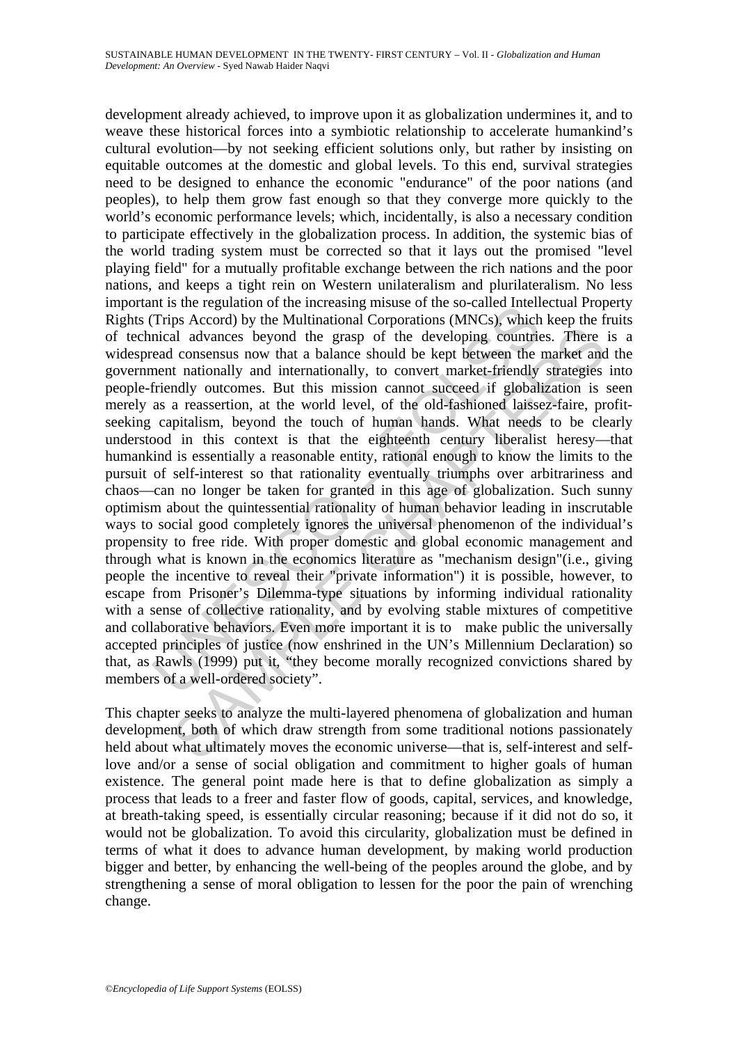development already achieved, to improve upon it as globalization undermines it, and to weave these historical forces into a symbiotic relationship to accelerate humankind's cultural evolution—by not seeking efficient solutions only, but rather by insisting on equitable outcomes at the domestic and global levels. To this end, survival strategies need to be designed to enhance the economic "endurance" of the poor nations (and peoples), to help them grow fast enough so that they converge more quickly to the world's economic performance levels; which, incidentally, is also a necessary condition to participate effectively in the globalization process. In addition, the systemic bias of the world trading system must be corrected so that it lays out the promised "level playing field" for a mutually profitable exchange between the rich nations and the poor nations, and keeps a tight rein on Western unilateralism and plurilateralism. No less important is the regulation of the increasing misuse of the so-called Intellectual Property Rights (Trips Accord) by the Multinational Corporations (MNCs), which keep the fruits of technical advances beyond the grasp of the developing countries. There is a widespread consensus now that a balance should be kept between the market and the government nationally and internationally, to convert market-friendly strategies into people-friendly outcomes. But this mission cannot succeed if globalization is seen merely as a reassertion, at the world level, of the old-fashioned laissez-faire, profit-seeking capitalism, beyond the touch of human hands. What needs to be clearly understood in this context is that the eighteenth century liberalist heresy—that humankind is essentially a reasonable entity, rational enough to know the limits to the pursuit of self-interest so that rationality eventually triumphs over arbitrariness and chaos—can no longer be taken for granted in this age of globalization. Such sunny optimism about the quintessential rationality of human behavior leading in inscrutable ways to social good completely ignores the universal phenomenon of the individual's propensity to free ride. With proper domestic and global economic management and through what is known in the economics literature as "mechanism design"(i.e., giving people the incentive to reveal their "private information") it is possible, however, to escape from Prisoner's Dilemma-type situations by informing individual rationality with a sense of collective rationality, and by evolving stable mixtures of competitive and collaborative behaviors. Even more important it is to make public the universally accepted principles of justice (now enshrined in the UN's Millennium Declaration) so that, as Rawls (1999) put it, "they become morally recognized convictions shared by members of a well-ordered society".

This chapter seeks to analyze the multi-layered phenomena of globalization and human development, both of which draw strength from some traditional notions passionately held about what ultimately moves the economic universe—that is, self-interest and self-love and/or a sense of social obligation and commitment to higher goals of human existence. The general point made here is that to define globalization as simply a process that leads to a freer and faster flow of goods, capital, services, and knowledge, at breath-taking speed, is essentially circular reasoning; because if it did not do so, it would not be globalization. To avoid this circularity, globalization must be defined in terms of what it does to advance human development, by making world production bigger and better, by enhancing the well-being of the peoples around the globe, and by strengthening a sense of moral obligation to lessen for the poor the pain of wrenching change.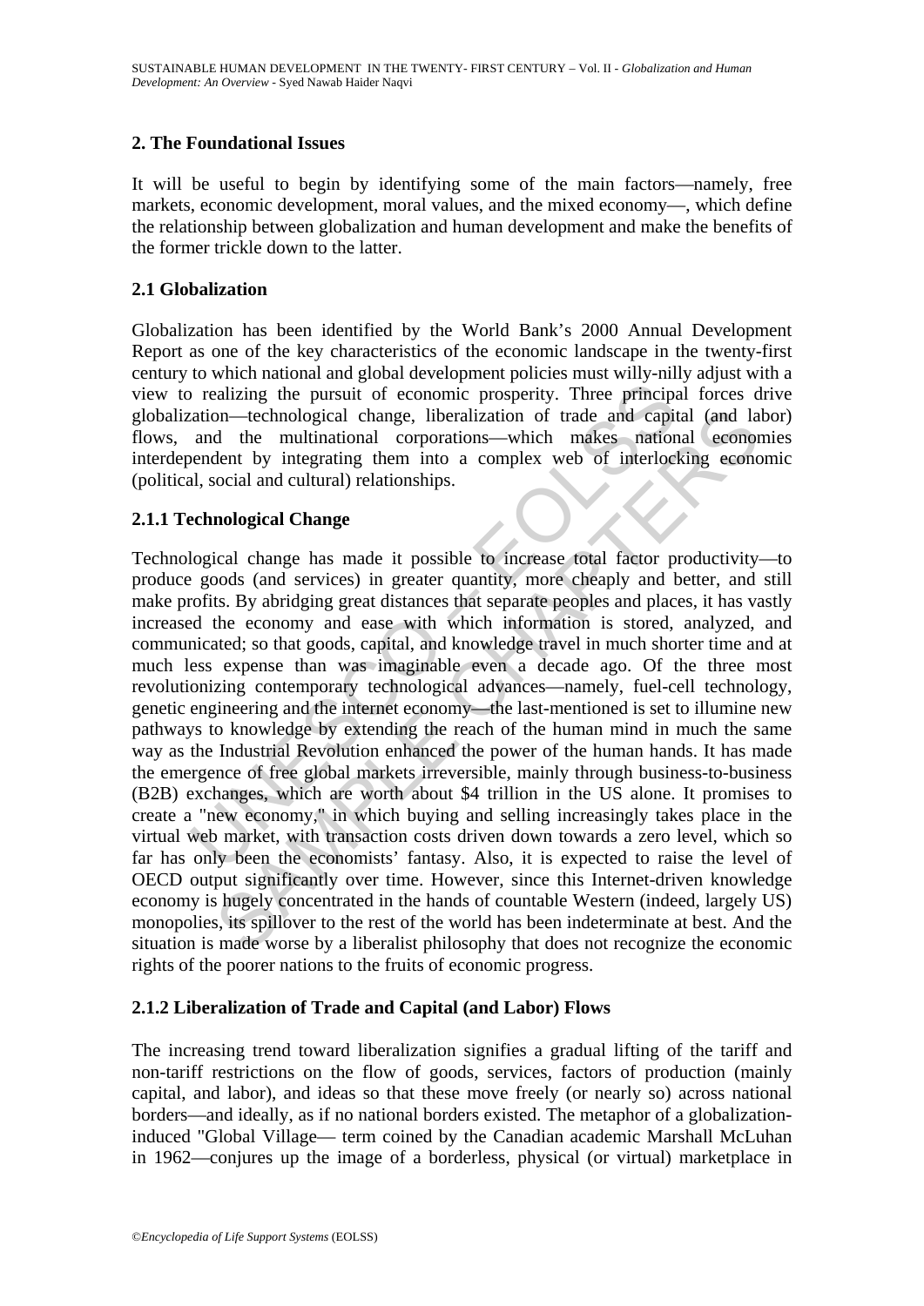## 2. The Foundational Issues

It will be useful to begin by identifying some of the main factors—namely, free markets, economic development, moral values, and the mixed economy—, which define the relationship between globalization and human development and make the benefits of the former trickle down to the latter.

### 2.1 Globalization

Globalization has been identified by the World Bank's 2000 Annual Development Report as one of the key characteristics of the economic landscape in the twenty-first century to which national and global development policies must willy-nilly adjust with a view to realizing the pursuit of economic prosperity. Three principal forces drive globalization—technological change, liberalization of trade and capital (and labor) flows, and the multinational corporations—which makes national economies interdependent by integrating them into a complex web of interlocking economic (political, social and cultural) relationships.

#### 2.1.1 Technological Change

Technological change has made it possible to increase total factor productivity—to produce goods (and services) in greater quantity, more cheaply and better, and still make profits. By abridging great distances that separate peoples and places, it has vastly increased the economy and ease with which information is stored, analyzed, and communicated; so that goods, capital, and knowledge travel in much shorter time and at much less expense than was imaginable even a decade ago. Of the three most revolutionizing contemporary technological advances—namely, fuel-cell technology, genetic engineering and the internet economy—the last-mentioned is set to illumine new pathways to knowledge by extending the reach of the human mind in much the same way as the Industrial Revolution enhanced the power of the human hands. It has made the emergence of free global markets irreversible, mainly through business-to-business (B2B) exchanges, which are worth about $4 trillion in the US alone. It promises to create a "new economy," in which buying and selling increasingly takes place in the virtual web market, with transaction costs driven down towards a zero level, which so far has only been the economists' fantasy. Also, it is expected to raise the level of OECD output significantly over time. However, since this Internet-driven knowledge economy is hugely concentrated in the hands of countable Western (indeed, largely US) monopolies, its spillover to the rest of the world has been indeterminate at best. And the situation is made worse by a liberalist philosophy that does not recognize the economic rights of the poorer nations to the fruits of economic progress.

#### 2.1.2 Liberalization of Trade and Capital (and Labor) Flows

The increasing trend toward liberalization signifies a gradual lifting of the tariff and non-tariff restrictions on the flow of goods, services, factors of production (mainly capital, and labor), and ideas so that these move freely (or nearly so) across national borders—and ideally, as if no national borders existed. The metaphor of a globalization-induced "Global Village— term coined by the Canadian academic Marshall McLuhan in 1962—conjures up the image of a borderless, physical (or virtual) marketplace in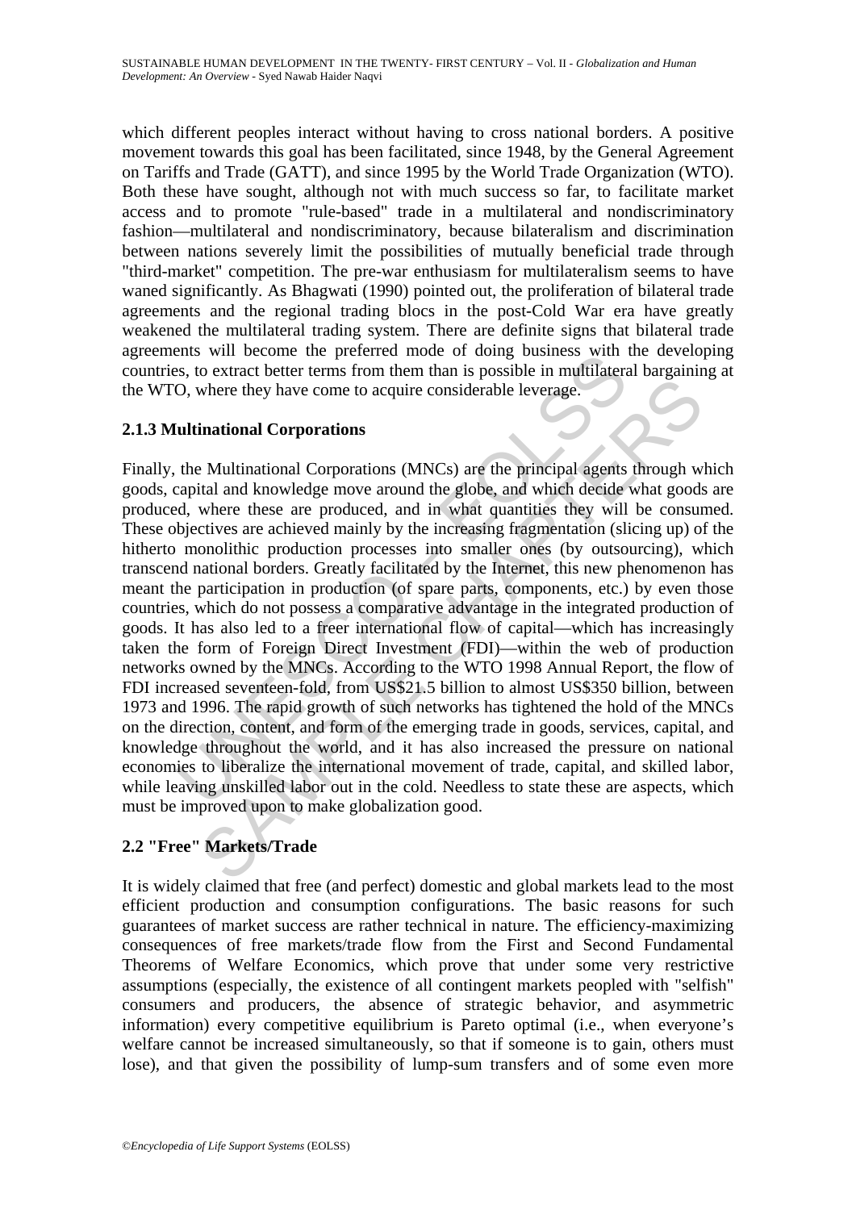which different peoples interact without having to cross national borders. A positive movement towards this goal has been facilitated, since 1948, by the General Agreement on Tariffs and Trade (GATT), and since 1995 by the World Trade Organization (WTO). Both these have sought, although not with much success so far, to facilitate market access and to promote "rule-based" trade in a multilateral and nondiscriminatory fashion—multilateral and nondiscriminatory, because bilateralism and discrimination between nations severely limit the possibilities of mutually beneficial trade through "third-market" competition. The pre-war enthusiasm for multilateralism seems to have waned significantly. As Bhagwati (1990) pointed out, the proliferation of bilateral trade agreements and the regional trading blocs in the post-Cold War era have greatly weakened the multilateral trading system. There are definite signs that bilateral trade agreements will become the preferred mode of doing business with the developing countries, to extract better terms from them than is possible in multilateral bargaining at the WTO, where they have come to acquire considerable leverage.

### 2.1.3 Multinational Corporations

Finally, the Multinational Corporations (MNCs) are the principal agents through which goods, capital and knowledge move around the globe, and which decide what goods are produced, where these are produced, and in what quantities they will be consumed. These objectives are achieved mainly by the increasing fragmentation (slicing up) of the hitherto monolithic production processes into smaller ones (by outsourcing), which transcend national borders. Greatly facilitated by the Internet, this new phenomenon has meant the participation in production (of spare parts, components, etc.) by even those countries, which do not possess a comparative advantage in the integrated production of goods. It has also led to a freer international flow of capital—which has increasingly taken the form of Foreign Direct Investment (FDI)—within the web of production networks owned by the MNCs. According to the WTO 1998 Annual Report, the flow of FDI increased seventeen-fold, from US$21.5 billion to almost US$350 billion, between 1973 and 1996. The rapid growth of such networks has tightened the hold of the MNCs on the direction, content, and form of the emerging trade in goods, services, capital, and knowledge throughout the world, and it has also increased the pressure on national economies to liberalize the international movement of trade, capital, and skilled labor, while leaving unskilled labor out in the cold. Needless to state these are aspects, which must be improved upon to make globalization good.

## 2.2 "Free" Markets/Trade

It is widely claimed that free (and perfect) domestic and global markets lead to the most efficient production and consumption configurations. The basic reasons for such guarantees of market success are rather technical in nature. The efficiency-maximizing consequences of free markets/trade flow from the First and Second Fundamental Theorems of Welfare Economics, which prove that under some very restrictive assumptions (especially, the existence of all contingent markets peopled with "selfish" consumers and producers, the absence of strategic behavior, and asymmetric information) every competitive equilibrium is Pareto optimal (i.e., when everyone's welfare cannot be increased simultaneously, so that if someone is to gain, others must lose), and that given the possibility of lump-sum transfers and of some even more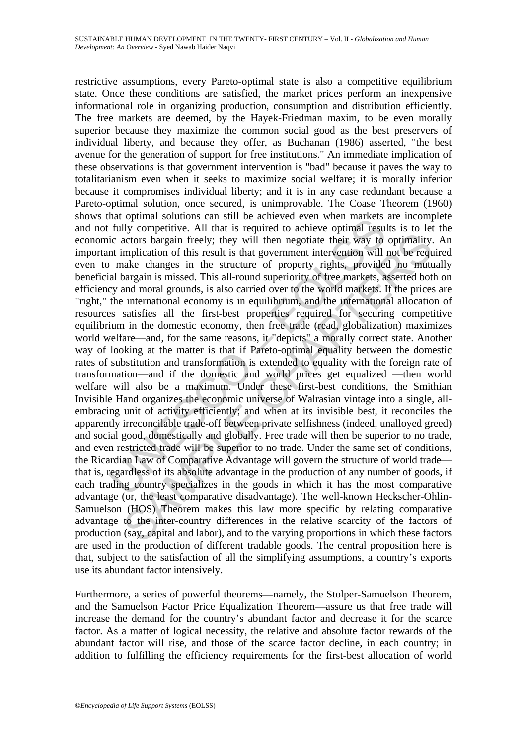restrictive assumptions, every Pareto-optimal state is also a competitive equilibrium state. Once these conditions are satisfied, the market prices perform an inexpensive informational role in organizing production, consumption and distribution efficiently. The free markets are deemed, by the Hayek-Friedman maxim, to be even morally superior because they maximize the common social good as the best preservers of individual liberty, and because they offer, as Buchanan (1986) asserted, "the best avenue for the generation of support for free institutions." An immediate implication of these observations is that government intervention is "bad" because it paves the way to totalitarianism even when it seeks to maximize social welfare; it is morally inferior because it compromises individual liberty; and it is in any case redundant because a Pareto-optimal solution, once secured, is unimprovable. The Coase Theorem (1960) shows that optimal solutions can still be achieved even when markets are incomplete and not fully competitive. All that is required to achieve optimal results is to let the economic actors bargain freely; they will then negotiate their way to optimality. An important implication of this result is that government intervention will not be required even to make changes in the structure of property rights, provided no mutually beneficial bargain is missed. This all-round superiority of free markets, asserted both on efficiency and moral grounds, is also carried over to the world markets. If the prices are "right," the international economy is in equilibrium, and the international allocation of resources satisfies all the first-best properties required for securing competitive equilibrium in the domestic economy, then free trade (read, globalization) maximizes world welfare—and, for the same reasons, it "depicts" a morally correct state. Another way of looking at the matter is that if Pareto-optimal equality between the domestic rates of substitution and transformation is extended to equality with the foreign rate of transformation—and if the domestic and world prices get equalized —then world welfare will also be a maximum. Under these first-best conditions, the Smithian Invisible Hand organizes the economic universe of Walrasian vintage into a single, all-embracing unit of activity efficiently; and when at its invisible best, it reconciles the apparently irreconcilable trade-off between private selfishness (indeed, unalloyed greed) and social good, domestically and globally. Free trade will then be superior to no trade, and even restricted trade will be superior to no trade. Under the same set of conditions, the Ricardian Law of Comparative Advantage will govern the structure of world trade—that is, regardless of its absolute advantage in the production of any number of goods, if each trading country specializes in the goods in which it has the most comparative advantage (or, the least comparative disadvantage). The well-known Heckscher-Ohlin-Samuelson (HOS) Theorem makes this law more specific by relating comparative advantage to the inter-country differences in the relative scarcity of the factors of production (say, capital and labor), and to the varying proportions in which these factors are used in the production of different tradable goods. The central proposition here is that, subject to the satisfaction of all the simplifying assumptions, a country's exports use its abundant factor intensively.

Furthermore, a series of powerful theorems—namely, the Stolper-Samuelson Theorem, and the Samuelson Factor Price Equalization Theorem—assure us that free trade will increase the demand for the country's abundant factor and decrease it for the scarce factor. As a matter of logical necessity, the relative and absolute factor rewards of the abundant factor will rise, and those of the scarce factor decline, in each country; in addition to fulfilling the efficiency requirements for the first-best allocation of world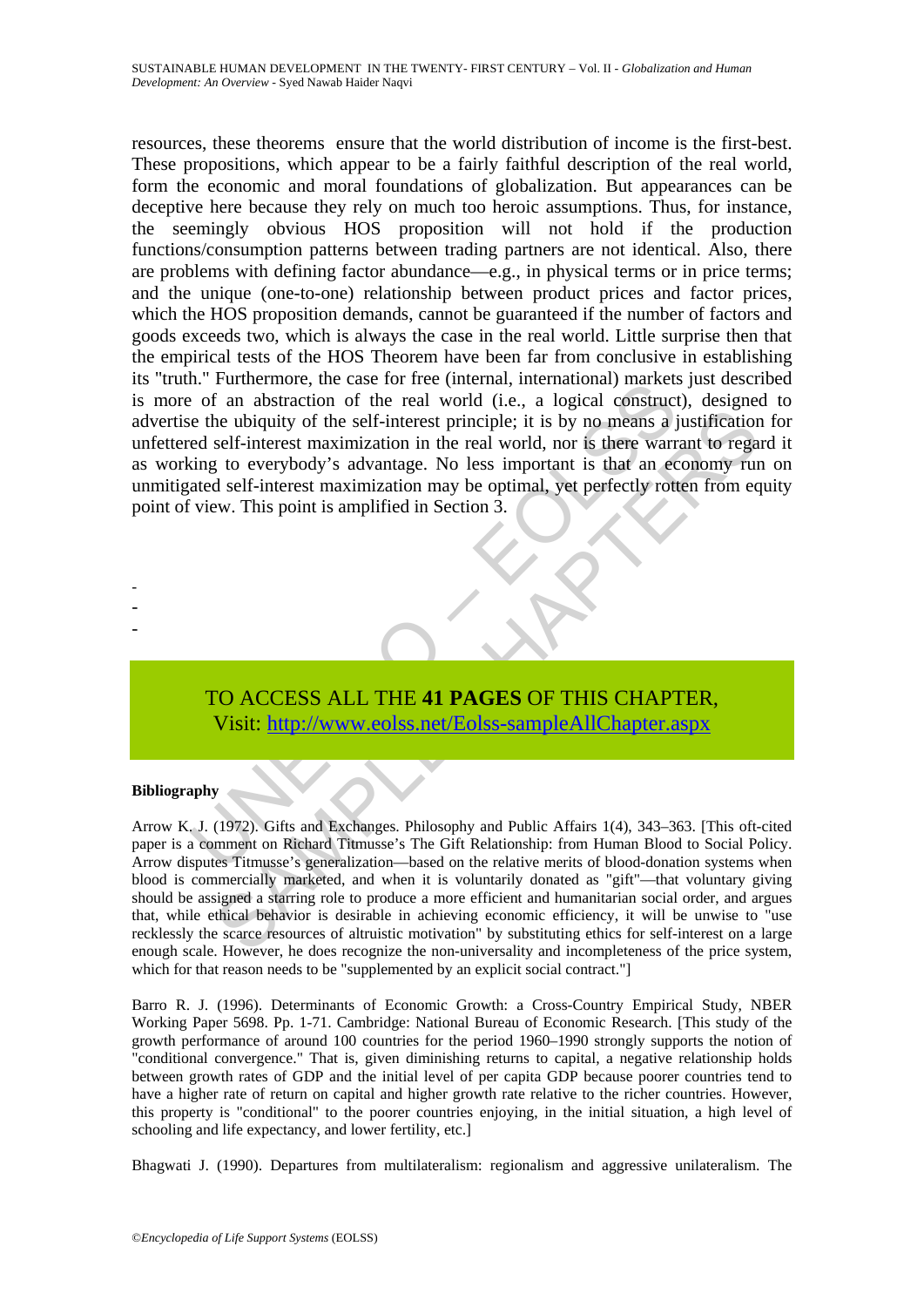resources, these theorems ensure that the world distribution of income is the first-best. These propositions, which appear to be a fairly faithful description of the real world, form the economic and moral foundations of globalization. But appearances can be deceptive here because they rely on much too heroic assumptions. Thus, for instance, the seemingly obvious HOS proposition will not hold if the production functions/consumption patterns between trading partners are not identical. Also, there are problems with defining factor abundance—e.g., in physical terms or in price terms; and the unique (one-to-one) relationship between product prices and factor prices, which the HOS proposition demands, cannot be guaranteed if the number of factors and goods exceeds two, which is always the case in the real world. Little surprise then that the empirical tests of the HOS Theorem have been far from conclusive in establishing its "truth." Furthermore, the case for free (internal, international) markets just described is more of an abstraction of the real world (i.e., a logical construct), designed to advertise the ubiquity of the self-interest principle; it is by no means a justification for unfettered self-interest maximization in the real world, nor is there warrant to regard it as working to everybody's advantage. No less important is that an economy run on unmitigated self-interest maximization may be optimal, yet perfectly rotten from equity point of view. This point is amplified in Section 3.

-
-
-

TO ACCESS ALL THE **41 PAGES** OF THIS CHAPTER,
Visit: http://www.eolss.net/Eolss-sampleAllChapter.aspx

**Bibliography**

Arrow K. J. (1972). Gifts and Exchanges. Philosophy and Public Affairs 1(4), 343–363. [This oft-cited paper is a comment on Richard Titmusse's The Gift Relationship: from Human Blood to Social Policy. Arrow disputes Titmusse's generalization—based on the relative merits of blood-donation systems when blood is commercially marketed, and when it is voluntarily donated as "gift"—that voluntary giving should be assigned a starring role to produce a more efficient and humanitarian social order, and argues that, while ethical behavior is desirable in achieving economic efficiency, it will be unwise to "use recklessly the scarce resources of altruistic motivation" by substituting ethics for self-interest on a large enough scale. However, he does recognize the non-universality and incompleteness of the price system, which for that reason needs to be "supplemented by an explicit social contract."]

Barro R. J. (1996). Determinants of Economic Growth: a Cross-Country Empirical Study, NBER Working Paper 5698. Pp. 1-71. Cambridge: National Bureau of Economic Research. [This study of the growth performance of around 100 countries for the period 1960–1990 strongly supports the notion of "conditional convergence." That is, given diminishing returns to capital, a negative relationship holds between growth rates of GDP and the initial level of per capita GDP because poorer countries tend to have a higher rate of return on capital and higher growth rate relative to the richer countries. However, this property is "conditional" to the poorer countries enjoying, in the initial situation, a high level of schooling and life expectancy, and lower fertility, etc.]

Bhagwati J. (1990). Departures from multilateralism: regionalism and aggressive unilateralism. The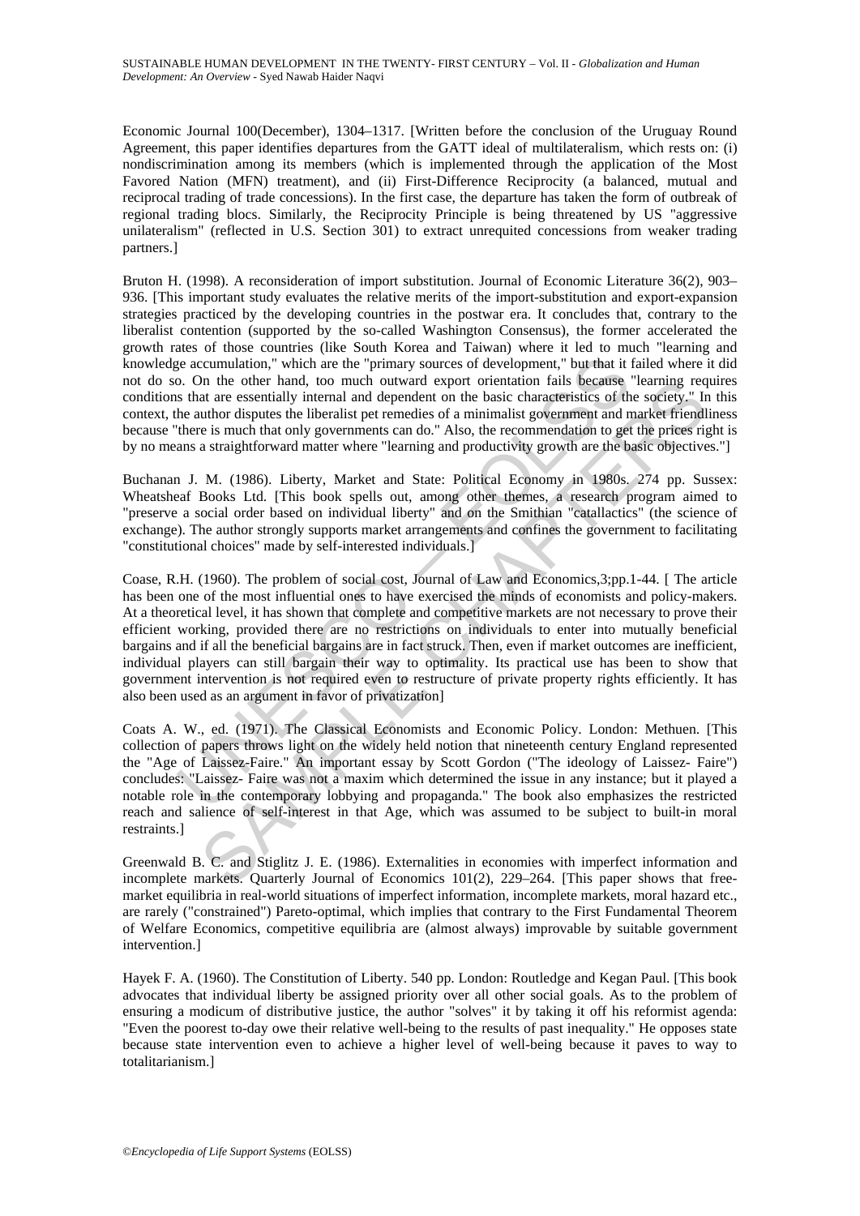Economic Journal 100(December), 1304–1317. [Written before the conclusion of the Uruguay Round Agreement, this paper identifies departures from the GATT ideal of multilateralism, which rests on: (i) nondiscrimination among its members (which is implemented through the application of the Most Favored Nation (MFN) treatment), and (ii) First-Difference Reciprocity (a balanced, mutual and reciprocal trading of trade concessions). In the first case, the departure has taken the form of outbreak of regional trading blocs. Similarly, the Reciprocity Principle is being threatened by US "aggressive unilateralism" (reflected in U.S. Section 301) to extract unrequited concessions from weaker trading partners.]

Bruton H. (1998). A reconsideration of import substitution. Journal of Economic Literature 36(2), 903–936. [This important study evaluates the relative merits of the import-substitution and export-expansion strategies practiced by the developing countries in the postwar era. It concludes that, contrary to the liberalist contention (supported by the so-called Washington Consensus), the former accelerated the growth rates of those countries (like South Korea and Taiwan) where it led to much "learning and knowledge accumulation," which are the "primary sources of development," but that it failed where it did not do so. On the other hand, too much outward export orientation fails because "learning requires conditions that are essentially internal and dependent on the basic characteristics of the society." In this context, the author disputes the liberalist pet remedies of a minimalist government and market friendliness because "there is much that only governments can do." Also, the recommendation to get the prices right is by no means a straightforward matter where "learning and productivity growth are the basic objectives."]

Buchanan J. M. (1986). Liberty, Market and State: Political Economy in 1980s. 274 pp. Sussex: Wheatsheaf Books Ltd. [This book spells out, among other themes, a research program aimed to "preserve a social order based on individual liberty" and on the Smithian "catallactics" (the science of exchange). The author strongly supports market arrangements and confines the government to facilitating "constitutional choices" made by self-interested individuals.]

Coase, R.H. (1960). The problem of social cost, Journal of Law and Economics,3;pp.1-44. [ The article has been one of the most influential ones to have exercised the minds of economists and policy-makers. At a theoretical level, it has shown that complete and competitive markets are not necessary to prove their efficient working, provided there are no restrictions on individuals to enter into mutually beneficial bargains and if all the beneficial bargains are in fact struck. Then, even if market outcomes are inefficient, individual players can still bargain their way to optimality. Its practical use has been to show that government intervention is not required even to restructure of private property rights efficiently. It has also been used as an argument in favor of privatization]

Coats A. W., ed. (1971). The Classical Economists and Economic Policy. London: Methuen. [This collection of papers throws light on the widely held notion that nineteenth century England represented the "Age of Laissez-Faire." An important essay by Scott Gordon ("The ideology of Laissez- Faire") concludes: "Laissez- Faire was not a maxim which determined the issue in any instance; but it played a notable role in the contemporary lobbying and propaganda." The book also emphasizes the restricted reach and salience of self-interest in that Age, which was assumed to be subject to built-in moral restraints.]

Greenwald B. C. and Stiglitz J. E. (1986). Externalities in economies with imperfect information and incomplete markets. Quarterly Journal of Economics 101(2), 229–264. [This paper shows that free-market equilibria in real-world situations of imperfect information, incomplete markets, moral hazard etc., are rarely ("constrained") Pareto-optimal, which implies that contrary to the First Fundamental Theorem of Welfare Economics, competitive equilibria are (almost always) improvable by suitable government intervention.]

Hayek F. A. (1960). The Constitution of Liberty. 540 pp. London: Routledge and Kegan Paul. [This book advocates that individual liberty be assigned priority over all other social goals. As to the problem of ensuring a modicum of distributive justice, the author "solves" it by taking it off his reformist agenda: "Even the poorest to-day owe their relative well-being to the results of past inequality." He opposes state because state intervention even to achieve a higher level of well-being because it paves to way to totalitarianism.]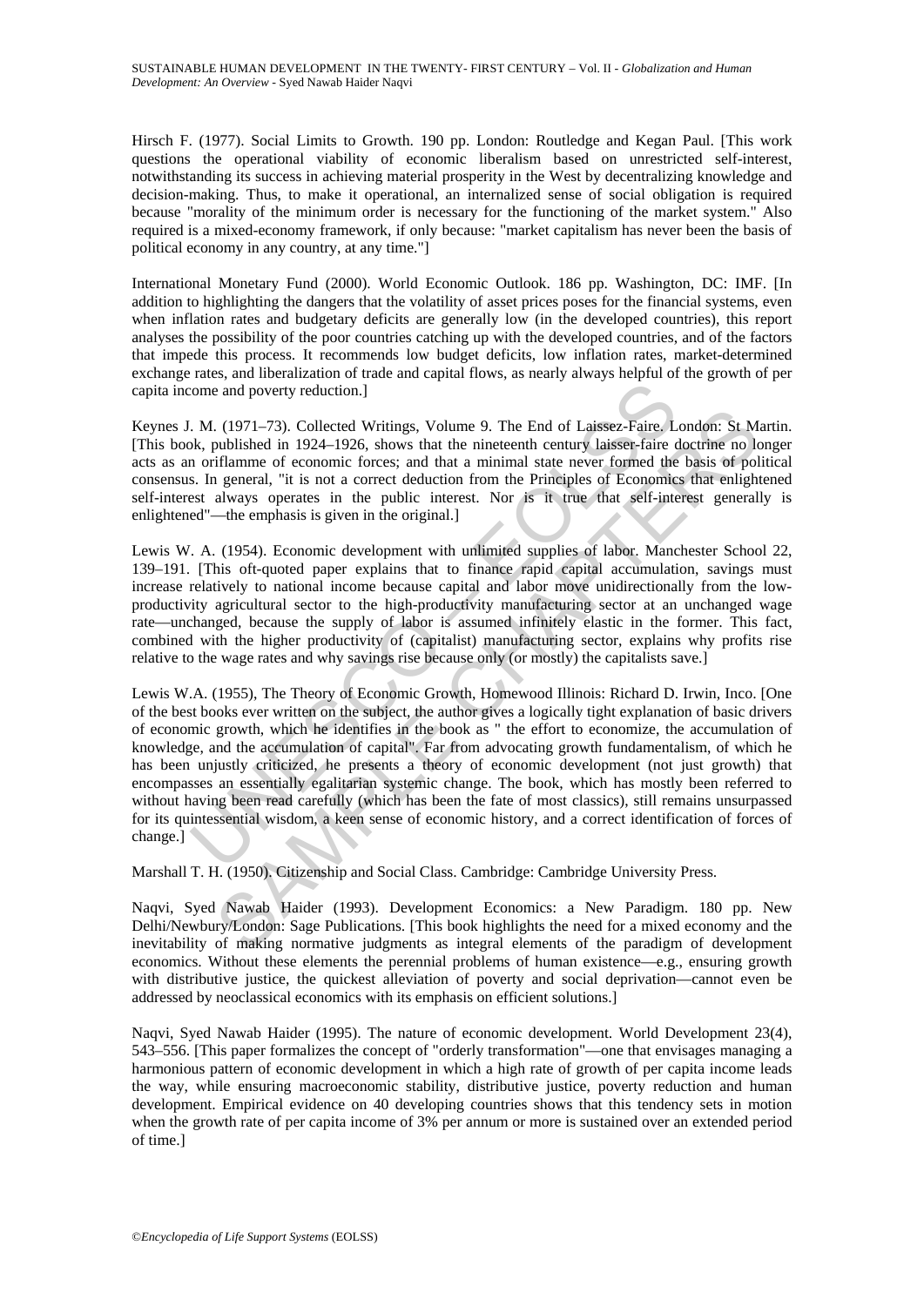Hirsch F. (1977). Social Limits to Growth. 190 pp. London: Routledge and Kegan Paul. [This work questions the operational viability of economic liberalism based on unrestricted self-interest, notwithstanding its success in achieving material prosperity in the West by decentralizing knowledge and decision-making. Thus, to make it operational, an internalized sense of social obligation is required because "morality of the minimum order is necessary for the functioning of the market system." Also required is a mixed-economy framework, if only because: "market capitalism has never been the basis of political economy in any country, at any time."]

International Monetary Fund (2000). World Economic Outlook. 186 pp. Washington, DC: IMF. [In addition to highlighting the dangers that the volatility of asset prices poses for the financial systems, even when inflation rates and budgetary deficits are generally low (in the developed countries), this report analyses the possibility of the poor countries catching up with the developed countries, and of the factors that impede this process. It recommends low budget deficits, low inflation rates, market-determined exchange rates, and liberalization of trade and capital flows, as nearly always helpful of the growth of per capita income and poverty reduction.]

Keynes J. M. (1971–73). Collected Writings, Volume 9. The End of Laissez-Faire. London: St Martin. [This book, published in 1924–1926, shows that the nineteenth century laisser-faire doctrine no longer acts as an oriflamme of economic forces; and that a minimal state never formed the basis of political consensus. In general, "it is not a correct deduction from the Principles of Economics that enlightened self-interest always operates in the public interest. Nor is it true that self-interest generally is enlightened"—the emphasis is given in the original.]

Lewis W. A. (1954). Economic development with unlimited supplies of labor. Manchester School 22, 139–191. [This oft-quoted paper explains that to finance rapid capital accumulation, savings must increase relatively to national income because capital and labor move unidirectionally from the low-productivity agricultural sector to the high-productivity manufacturing sector at an unchanged wage rate—unchanged, because the supply of labor is assumed infinitely elastic in the former. This fact, combined with the higher productivity of (capitalist) manufacturing sector, explains why profits rise relative to the wage rates and why savings rise because only (or mostly) the capitalists save.]

Lewis W.A. (1955), The Theory of Economic Growth, Homewood Illinois: Richard D. Irwin, Inco. [One of the best books ever written on the subject, the author gives a logically tight explanation of basic drivers of economic growth, which he identifies in the book as " the effort to economize, the accumulation of knowledge, and the accumulation of capital". Far from advocating growth fundamentalism, of which he has been unjustly criticized, he presents a theory of economic development (not just growth) that encompasses an essentially egalitarian systemic change. The book, which has mostly been referred to without having been read carefully (which has been the fate of most classics), still remains unsurpassed for its quintessential wisdom, a keen sense of economic history, and a correct identification of forces of change.]

Marshall T. H. (1950). Citizenship and Social Class. Cambridge: Cambridge University Press.

Naqvi, Syed Nawab Haider (1993). Development Economics: a New Paradigm. 180 pp. New Delhi/Newbury/London: Sage Publications. [This book highlights the need for a mixed economy and the inevitability of making normative judgments as integral elements of the paradigm of development economics. Without these elements the perennial problems of human existence—e.g., ensuring growth with distributive justice, the quickest alleviation of poverty and social deprivation—cannot even be addressed by neoclassical economics with its emphasis on efficient solutions.]

Naqvi, Syed Nawab Haider (1995). The nature of economic development. World Development 23(4), 543–556. [This paper formalizes the concept of "orderly transformation"—one that envisages managing a harmonious pattern of economic development in which a high rate of growth of per capita income leads the way, while ensuring macroeconomic stability, distributive justice, poverty reduction and human development. Empirical evidence on 40 developing countries shows that this tendency sets in motion when the growth rate of per capita income of 3% per annum or more is sustained over an extended period of time.]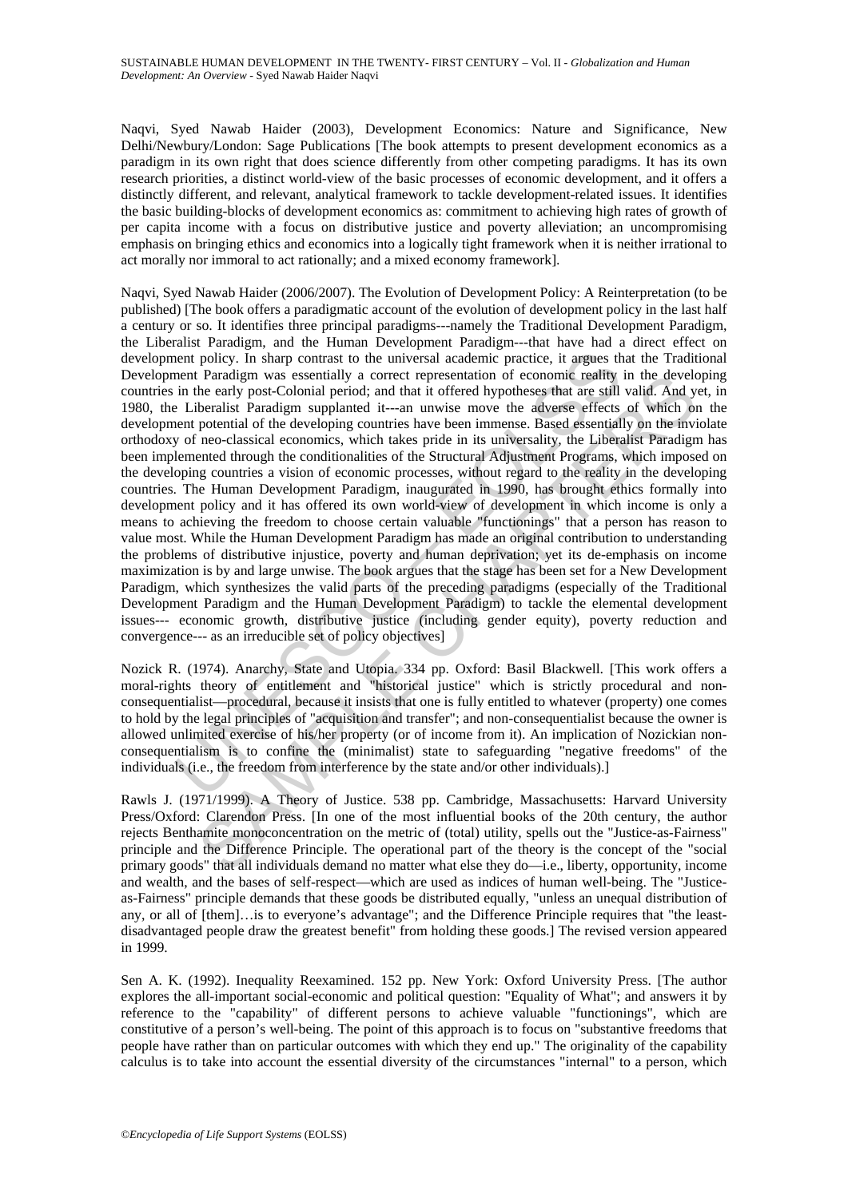Naqvi, Syed Nawab Haider (2003), Development Economics: Nature and Significance, New Delhi/Newbury/London: Sage Publications [The book attempts to present development economics as a paradigm in its own right that does science differently from other competing paradigms. It has its own research priorities, a distinct world-view of the basic processes of economic development, and it offers a distinctly different, and relevant, analytical framework to tackle development-related issues. It identifies the basic building-blocks of development economics as: commitment to achieving high rates of growth of per capita income with a focus on distributive justice and poverty alleviation; an uncompromising emphasis on bringing ethics and economics into a logically tight framework when it is neither irrational to act morally nor immoral to act rationally; and a mixed economy framework].

Naqvi, Syed Nawab Haider (2006/2007). The Evolution of Development Policy: A Reinterpretation (to be published) [The book offers a paradigmatic account of the evolution of development policy in the last half a century or so. It identifies three principal paradigms---namely the Traditional Development Paradigm, the Liberalist Paradigm, and the Human Development Paradigm---that have had a direct effect on development policy. In sharp contrast to the universal academic practice, it argues that the Traditional Development Paradigm was essentially a correct representation of economic reality in the developing countries in the early post-Colonial period; and that it offered hypotheses that are still valid. And yet, in 1980, the Liberalist Paradigm supplanted it---an unwise move the adverse effects of which on the development potential of the developing countries have been immense. Based essentially on the inviolate orthodoxy of neo-classical economics, which takes pride in its universality, the Liberalist Paradigm has been implemented through the conditionalities of the Structural Adjustment Programs, which imposed on the developing countries a vision of economic processes, without regard to the reality in the developing countries. The Human Development Paradigm, inaugurated in 1990, has brought ethics formally into development policy and it has offered its own world-view of development in which income is only a means to achieving the freedom to choose certain valuable "functionings" that a person has reason to value most. While the Human Development Paradigm has made an original contribution to understanding the problems of distributive injustice, poverty and human deprivation; yet its de-emphasis on income maximization is by and large unwise. The book argues that the stage has been set for a New Development Paradigm, which synthesizes the valid parts of the preceding paradigms (especially of the Traditional Development Paradigm and the Human Development Paradigm) to tackle the elemental development issues--- economic growth, distributive justice (including gender equity), poverty reduction and convergence--- as an irreducible set of policy objectives]

Nozick R. (1974). Anarchy, State and Utopia. 334 pp. Oxford: Basil Blackwell. [This work offers a moral-rights theory of entitlement and "historical justice" which is strictly procedural and non-consequentialist—procedural, because it insists that one is fully entitled to whatever (property) one comes to hold by the legal principles of "acquisition and transfer"; and non-consequentialist because the owner is allowed unlimited exercise of his/her property (or of income from it). An implication of Nozickian non-consequentialism is to confine the (minimalist) state to safeguarding "negative freedoms" of the individuals (i.e., the freedom from interference by the state and/or other individuals).]

Rawls J. (1971/1999). A Theory of Justice. 538 pp. Cambridge, Massachusetts: Harvard University Press/Oxford: Clarendon Press. [In one of the most influential books of the 20th century, the author rejects Benthamite monoconcentration on the metric of (total) utility, spells out the "Justice-as-Fairness" principle and the Difference Principle. The operational part of the theory is the concept of the "social primary goods" that all individuals demand no matter what else they do—i.e., liberty, opportunity, income and wealth, and the bases of self-respect—which are used as indices of human well-being. The "Justice-as-Fairness" principle demands that these goods be distributed equally, "unless an unequal distribution of any, or all of [them]…is to everyone's advantage"; and the Difference Principle requires that "the least-disadvantaged people draw the greatest benefit" from holding these goods.] The revised version appeared in 1999.

Sen A. K. (1992). Inequality Reexamined. 152 pp. New York: Oxford University Press. [The author explores the all-important social-economic and political question: "Equality of What"; and answers it by reference to the "capability" of different persons to achieve valuable "functionings", which are constitutive of a person's well-being. The point of this approach is to focus on "substantive freedoms that people have rather than on particular outcomes with which they end up." The originality of the capability calculus is to take into account the essential diversity of the circumstances "internal" to a person, which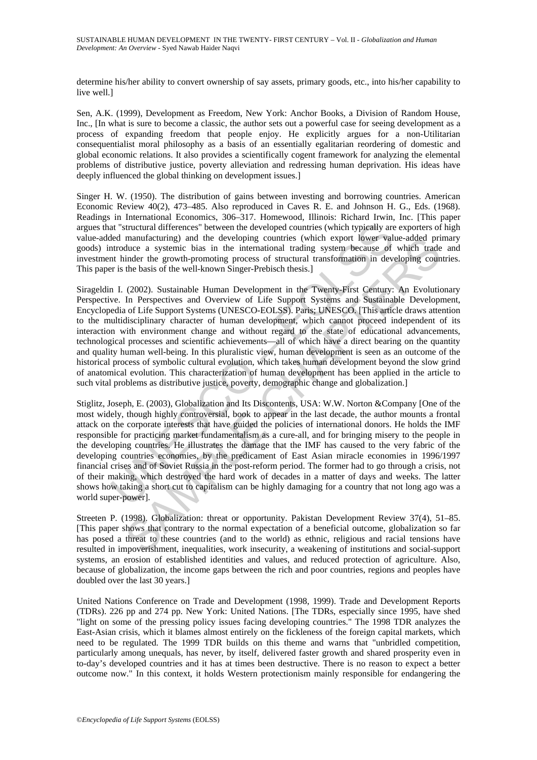determine his/her ability to convert ownership of say assets, primary goods, etc., into his/her capability to live well.]

Sen, A.K. (1999), Development as Freedom, New York: Anchor Books, a Division of Random House, Inc., [In what is sure to become a classic, the author sets out a powerful case for seeing development as a process of expanding freedom that people enjoy. He explicitly argues for a non-Utilitarian consequentialist moral philosophy as a basis of an essentially egalitarian reordering of domestic and global economic relations. It also provides a scientifically cogent framework for analyzing the elemental problems of distributive justice, poverty alleviation and redressing human deprivation. His ideas have deeply influenced the global thinking on development issues.]

Singer H. W. (1950). The distribution of gains between investing and borrowing countries. American Economic Review 40(2), 473–485. Also reproduced in Caves R. E. and Johnson H. G., Eds. (1968). Readings in International Economics, 306–317. Homewood, Illinois: Richard Irwin, Inc. [This paper argues that "structural differences" between the developed countries (which typically are exporters of high value-added manufacturing) and the developing countries (which export lower value-added primary goods) introduce a systemic bias in the international trading system because of which trade and investment hinder the growth-promoting process of structural transformation in developing countries. This paper is the basis of the well-known Singer-Prebisch thesis.]

Sirageldin I. (2002). Sustainable Human Development in the Twenty-First Century: An Evolutionary Perspective. In Perspectives and Overview of Life Support Systems and Sustainable Development, Encyclopedia of Life Support Systems (UNESCO-EOLSS). Paris; UNESCO. [This article draws attention to the multidisciplinary character of human development, which cannot proceed independent of its interaction with environment change and without regard to the state of educational advancements, technological processes and scientific achievements—all of which have a direct bearing on the quantity and quality human well-being. In this pluralistic view, human development is seen as an outcome of the historical process of symbolic cultural evolution, which takes human development beyond the slow grind of anatomical evolution. This characterization of human development has been applied in the article to such vital problems as distributive justice, poverty, demographic change and globalization.]

Stiglitz, Joseph, E. (2003), Globalization and Its Discontents, USA: W.W. Norton &Company [One of the most widely, though highly controversial, book to appear in the last decade, the author mounts a frontal attack on the corporate interests that have guided the policies of international donors. He holds the IMF responsible for practicing market fundamentalism as a cure-all, and for bringing misery to the people in the developing countries. He illustrates the damage that the IMF has caused to the very fabric of the developing countries economies, by the predicament of East Asian miracle economies in 1996/1997 financial crises and of Soviet Russia in the post-reform period. The former had to go through a crisis, not of their making, which destroyed the hard work of decades in a matter of days and weeks. The latter shows how taking a short cut to capitalism can be highly damaging for a country that not long ago was a world super-power].

Streeten P. (1998). Globalization: threat or opportunity. Pakistan Development Review 37(4), 51–85. [This paper shows that contrary to the normal expectation of a beneficial outcome, globalization so far has posed a threat to these countries (and to the world) as ethnic, religious and racial tensions have resulted in impoverishment, inequalities, work insecurity, a weakening of institutions and social-support systems, an erosion of established identities and values, and reduced protection of agriculture. Also, because of globalization, the income gaps between the rich and poor countries, regions and peoples have doubled over the last 30 years.]

United Nations Conference on Trade and Development (1998, 1999). Trade and Development Reports (TDRs). 226 pp and 274 pp. New York: United Nations. [The TDRs, especially since 1995, have shed "light on some of the pressing policy issues facing developing countries." The 1998 TDR analyzes the East-Asian crisis, which it blames almost entirely on the fickleness of the foreign capital markets, which need to be regulated. The 1999 TDR builds on this theme and warns that "unbridled competition, particularly among unequals, has never, by itself, delivered faster growth and shared prosperity even in to-day's developed countries and it has at times been destructive. There is no reason to expect a better outcome now." In this context, it holds Western protectionism mainly responsible for endangering the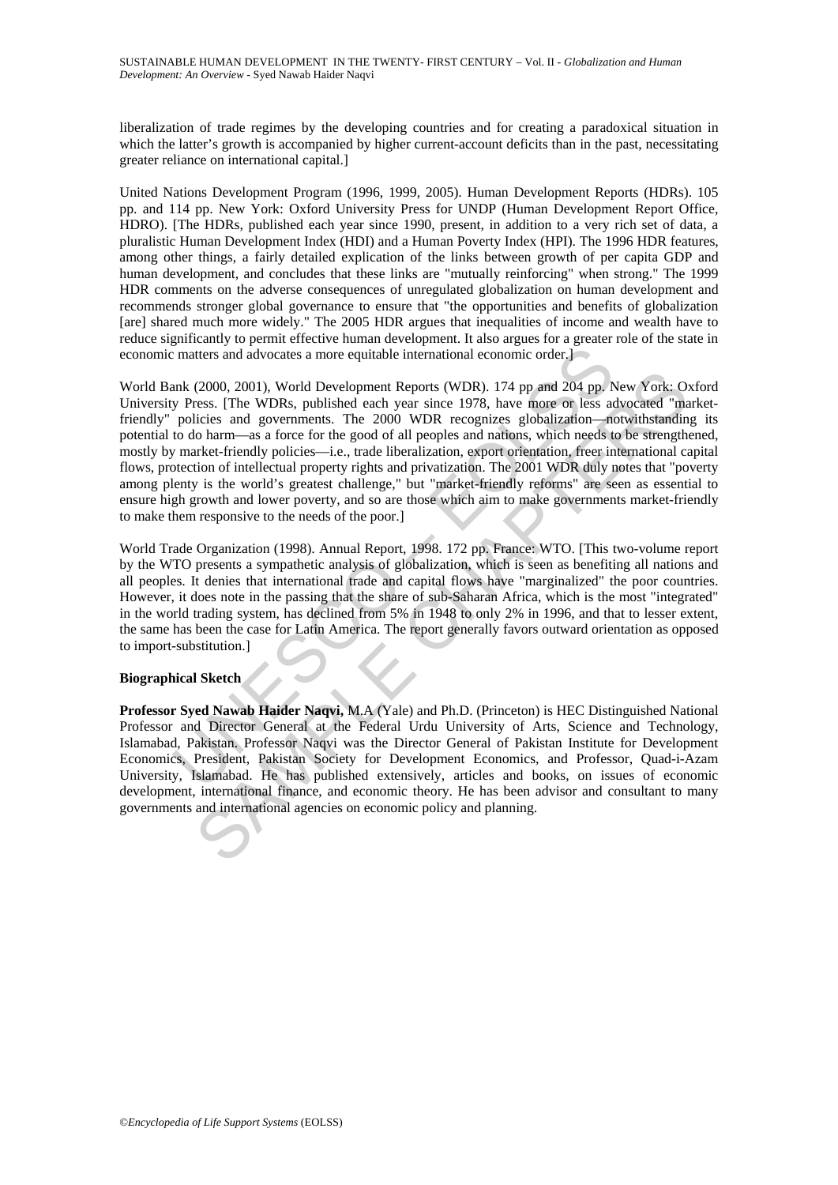liberalization of trade regimes by the developing countries and for creating a paradoxical situation in which the latter's growth is accompanied by higher current-account deficits than in the past, necessitating greater reliance on international capital.]

United Nations Development Program (1996, 1999, 2005). Human Development Reports (HDRs). 105 pp. and 114 pp. New York: Oxford University Press for UNDP (Human Development Report Office, HDRO). [The HDRs, published each year since 1990, present, in addition to a very rich set of data, a pluralistic Human Development Index (HDI) and a Human Poverty Index (HPI). The 1996 HDR features, among other things, a fairly detailed explication of the links between growth of per capita GDP and human development, and concludes that these links are "mutually reinforcing" when strong." The 1999 HDR comments on the adverse consequences of unregulated globalization on human development and recommends stronger global governance to ensure that "the opportunities and benefits of globalization [are] shared much more widely." The 2005 HDR argues that inequalities of income and wealth have to reduce significantly to permit effective human development. It also argues for a greater role of the state in economic matters and advocates a more equitable international economic order.]

World Bank (2000, 2001), World Development Reports (WDR). 174 pp and 204 pp. New York: Oxford University Press. [The WDRs, published each year since 1978, have more or less advocated "market-friendly" policies and governments. The 2000 WDR recognizes globalization—notwithstanding its potential to do harm—as a force for the good of all peoples and nations, which needs to be strengthened, mostly by market-friendly policies—i.e., trade liberalization, export orientation, freer international capital flows, protection of intellectual property rights and privatization. The 2001 WDR duly notes that "poverty among plenty is the world's greatest challenge," but "market-friendly reforms" are seen as essential to ensure high growth and lower poverty, and so are those which aim to make governments market-friendly to make them responsive to the needs of the poor.]

World Trade Organization (1998). Annual Report, 1998. 172 pp. France: WTO. [This two-volume report by the WTO presents a sympathetic analysis of globalization, which is seen as benefiting all nations and all peoples. It denies that international trade and capital flows have "marginalized" the poor countries. However, it does note in the passing that the share of sub-Saharan Africa, which is the most "integrated" in the world trading system, has declined from 5% in 1948 to only 2% in 1996, and that to lesser extent, the same has been the case for Latin America. The report generally favors outward orientation as opposed to import-substitution.]

### Biographical Sketch

**Professor Syed Nawab Haider Naqvi,** M.A (Yale) and Ph.D. (Princeton) is HEC Distinguished National Professor and Director General at the Federal Urdu University of Arts, Science and Technology, Islamabad, Pakistan. Professor Naqvi was the Director General of Pakistan Institute for Development Economics, President, Pakistan Society for Development Economics, and Professor, Quad-i-Azam University, Islamabad. He has published extensively, articles and books, on issues of economic development, international finance, and economic theory. He has been advisor and consultant to many governments and international agencies on economic policy and planning.